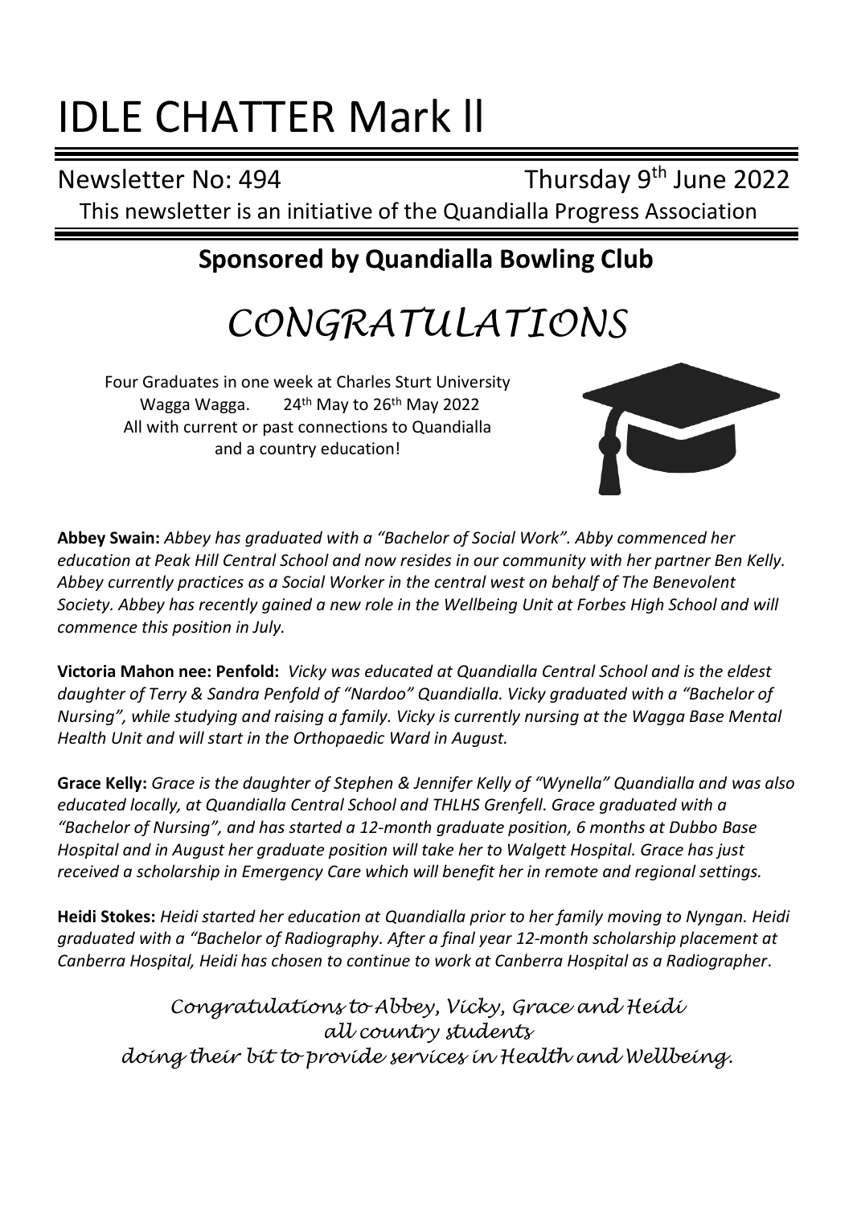# IDLE CHATTER Mark ll

Newsletter No: 494 Thursday 9th June 2022

This newsletter is an initiative of the Quandialla Progress Association

## Sponsored by Quandialla Bowling Club

# *CONGRATULATIONS*

Four Graduates in one week at Charles Sturt University Wagga Wagga. 24th May to 26th May 2022
All with current or past connections to Quandialla and a country education!

**Abbey Swain:** *Abbey has graduated with a "Bachelor of Social Work". Abby commenced her education at Peak Hill Central School and now resides in our community with her partner Ben Kelly. Abbey currently practices as a Social Worker in the central west on behalf of The Benevolent Society. Abbey has recently gained a new role in the Wellbeing Unit at Forbes High School and will commence this position in July.*

**Victoria Mahon nee: Penfold:** *Vicky was educated at Quandialla Central School and is the eldest daughter of Terry & Sandra Penfold of "Nardoo" Quandialla. Vicky graduated with a "Bachelor of Nursing", while studying and raising a family. Vicky is currently nursing at the Wagga Base Mental Health Unit and will start in the Orthopaedic Ward in August.*

**Grace Kelly:** *Grace is the daughter of Stephen & Jennifer Kelly of "Wynella" Quandialla and was also educated locally, at Quandialla Central School and THLHS Grenfell. Grace graduated with a "Bachelor of Nursing", and has started a 12-month graduate position, 6 months at Dubbo Base Hospital and in August her graduate position will take her to Walgett Hospital. Grace has just received a scholarship in Emergency Care which will benefit her in remote and regional settings.*

**Heidi Stokes:** *Heidi started her education at Quandialla prior to her family moving to Nyngan. Heidi graduated with a "Bachelor of Radiography. After a final year 12-month scholarship placement at Canberra Hospital, Heidi has chosen to continue to work at Canberra Hospital as a Radiographer.*

*Congratulations to Abbey, Vicky, Grace and Heidi*
*all country students*
*doing their bit to provide services in Health and Wellbeing.*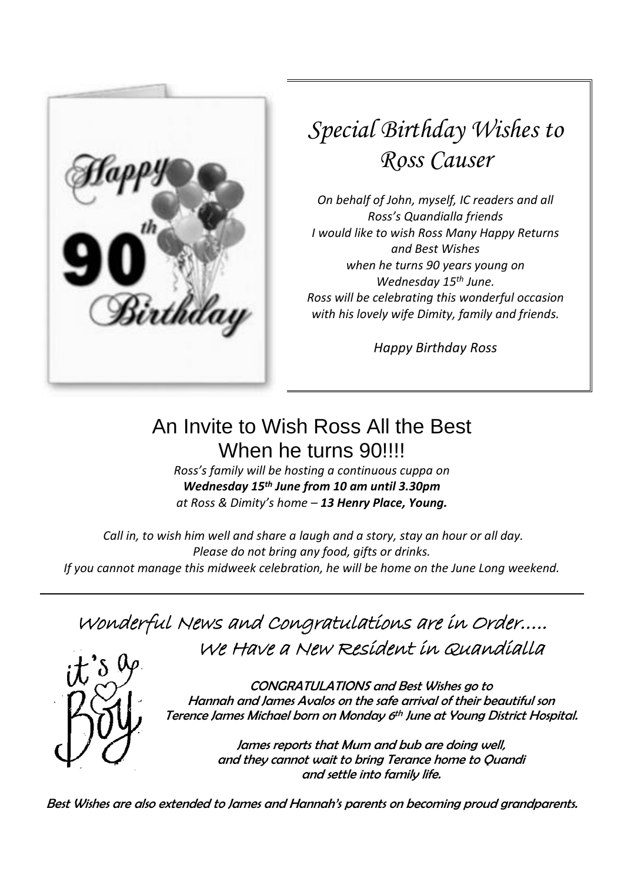# Special Birthday Wishes to Ross Causer

*On behalf of John, myself, IC readers and all Ross's Quandialla friends I would like to wish Ross Many Happy Returns and Best Wishes when he turns 90 years young on Wednesday 15th June. Ross will be celebrating this wonderful occasion with his lovely wife Dimity, family and friends.*

*Happy Birthday Ross*

## An Invite to Wish Ross All the Best When he turns 90!!!!

*Ross's family will be hosting a continuous cuppa on* ***Wednesday 15th June from 10 am until 3.30pm*** *at Ross & Dimity's home –* ***13 Henry Place, Young.***

*Call in, to wish him well and share a laugh and a story, stay an hour or all day.*
*Please do not bring any food, gifts or drinks.*
*If you cannot manage this midweek celebration, he will be home on the June Long weekend.*

---

## Wonderful News and Congratulations are in Order….. We Have a New Resident in Quandialla

it's a Boy

CONGRATULATIONS and Best Wishes go to Hannah and James Avalos on the safe arrival of their beautiful son Terence James Michael born on Monday 6th June at Young District Hospital.

James reports that Mum and bub are doing well, and they cannot wait to bring Terance home to Quandi and settle into family life.

Best Wishes are also extended to James and Hannah's parents on becoming proud grandparents.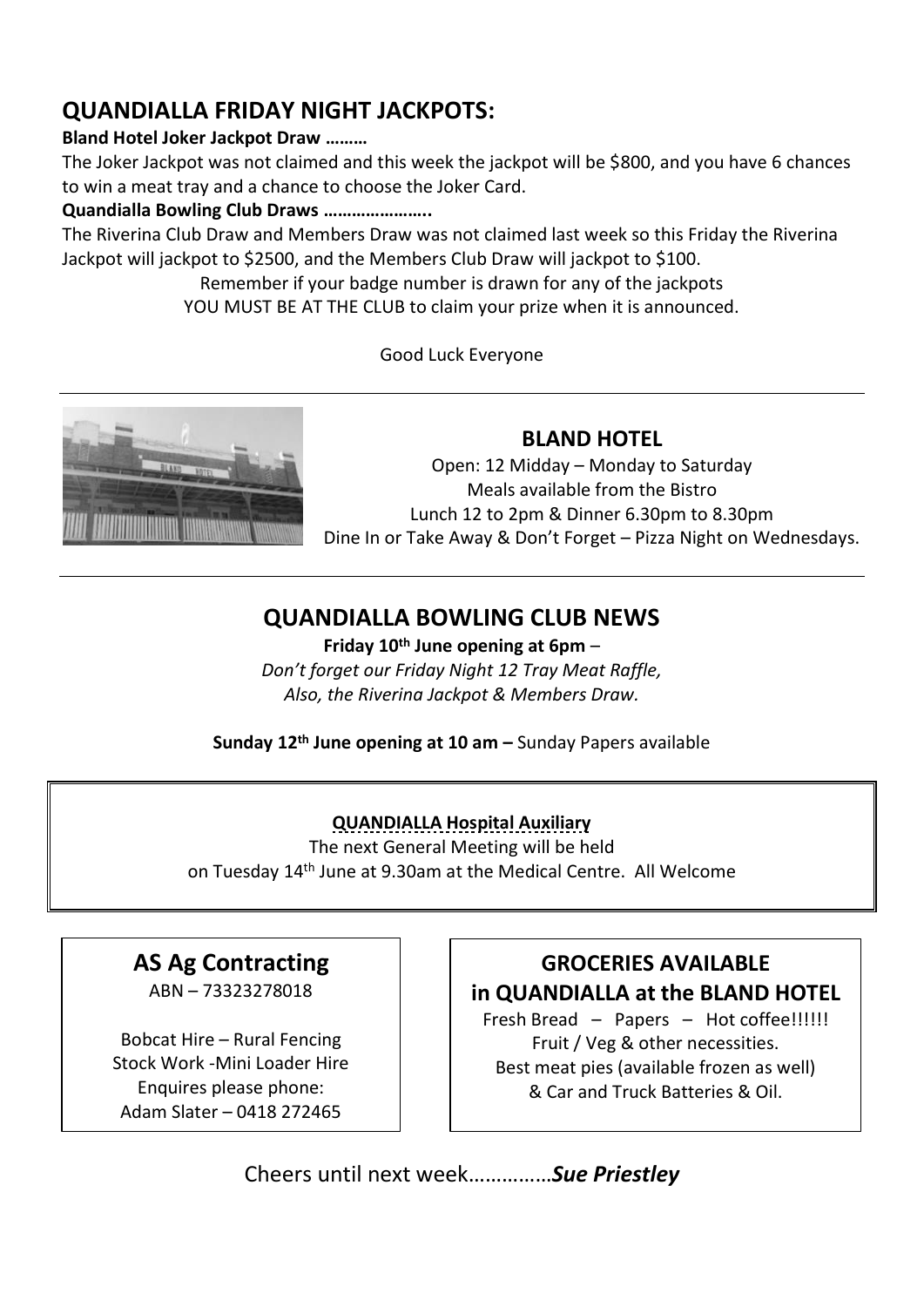## QUANDIALLA FRIDAY NIGHT JACKPOTS:

**Bland Hotel Joker Jackpot Draw ………**

The Joker Jackpot was not claimed and this week the jackpot will be $800, and you have 6 chances to win a meat tray and a chance to choose the Joker Card.

**Quandialla Bowling Club Draws …………………..**

The Riverina Club Draw and Members Draw was not claimed last week so this Friday the Riverina Jackpot will jackpot to $2500, and the Members Club Draw will jackpot to $100.

Remember if your badge number is drawn for any of the jackpots
YOU MUST BE AT THE CLUB to claim your prize when it is announced.

Good Luck Everyone

---

### BLAND HOTEL

Open: 12 Midday – Monday to Saturday
Meals available from the Bistro
Lunch 12 to 2pm & Dinner 6.30pm to 8.30pm
Dine In or Take Away & Don't Forget – Pizza Night on Wednesdays.

---

## QUANDIALLA BOWLING CLUB NEWS

**Friday 10th June opening at 6pm** –
*Don't forget our Friday Night 12 Tray Meat Raffle,*
*Also, the Riverina Jackpot & Members Draw.*

**Sunday 12th June opening at 10 am –** Sunday Papers available

---

**QUANDIALLA Hospital Auxiliary**

The next General Meeting will be held
on Tuesday 14th June at 9.30am at the Medical Centre. All Welcome

---

### AS Ag Contracting

ABN – 73323278018

Bobcat Hire – Rural Fencing
Stock Work -Mini Loader Hire
Enquires please phone:
Adam Slater – 0418 272465

---

### GROCERIES AVAILABLE in QUANDIALLA at the BLAND HOTEL

Fresh Bread – Papers – Hot coffee!!!!!!
Fruit / Veg & other necessities.
Best meat pies (available frozen as well)
& Car and Truck Batteries & Oil.

---

Cheers until next week……………***Sue Priestley***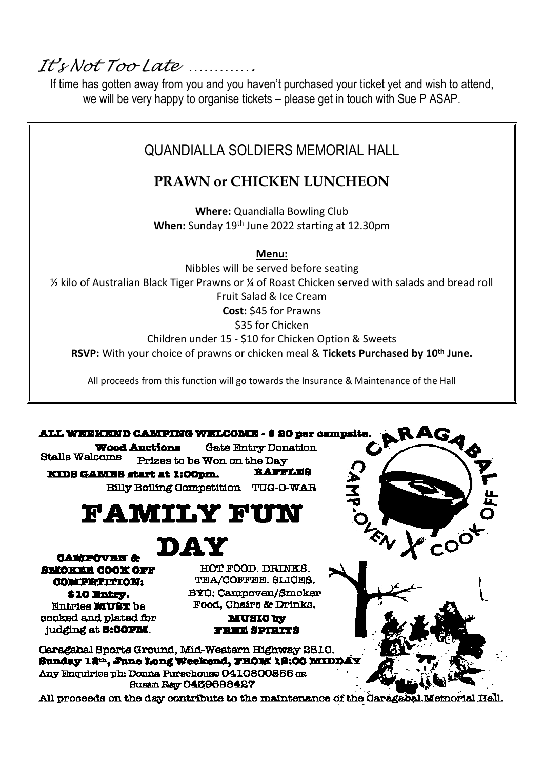# *It's Not Too Late …………*

If time has gotten away from you and you haven't purchased your ticket yet and wish to attend, we will be very happy to organise tickets – please get in touch with Sue P ASAP.

## QUANDIALLA SOLDIERS MEMORIAL HALL

### PRAWN or CHICKEN LUNCHEON

**Where:** Quandialla Bowling Club
**When:** Sunday 19th June 2022 starting at 12.30pm

**Menu:**

Nibbles will be served before seating
½ kilo of Australian Black Tiger Prawns or ¼ of Roast Chicken served with salads and bread roll
Fruit Salad & Ice Cream
**Cost:** $45 for Prawns
$35 for Chicken
Children under 15 - $10 for Chicken Option & Sweets
**RSVP:** With your choice of prawns or chicken meal & **Tickets Purchased by 10th June.**

All proceeds from this function will go towards the Insurance & Maintenance of the Hall

---

**ALL WEEKEND CAMPING WELCOME - $ 20 per campsite.**

**Wood Auctions** Gate Entry Donation
Stalls Welcome Prizes to be Won on the Day
**KIDS GAMES start at 1:00pm.** **RAFFLES**
Billy Boiling Competition TUG-O-WAR

CARAGABAL CAMP-OVEN COOK OFF

# FAMILY FUN DAY

**CAMPOVEN & SMOKER COOK OFF COMPETITION:**
**$10 Entry.**
Entries **MUST** be cooked and plated for judging at **5:00PM.**

HOT FOOD. DRINKS.
TEA/COFFEE. SLICES.
BYO: Campoven/Smoker Food, Chairs & Drinks.
**MUSIC by FREE SPIRITS**

Caragabal Sports Ground, Mid-Western Highway 2810.
**Sunday 12th, June Long Weekend, FROM 12:00 MIDDAY**
Any Enquiries ph: Donna Pursehouse 0410800855 OR Susan Ray 0439698427

All proceeds on the day contribute to the maintenance of the Caragabal Memorial Hall.